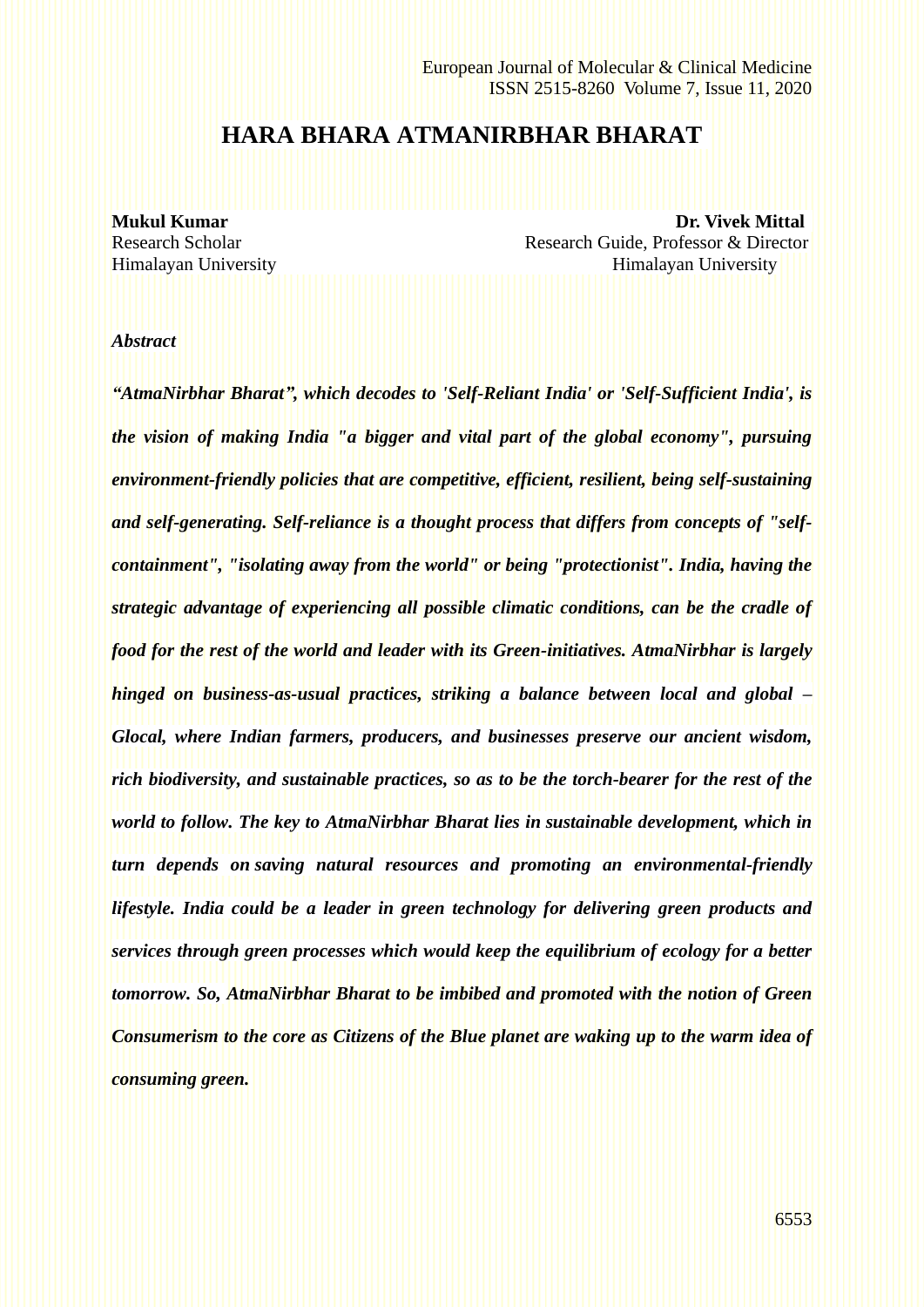# HARA BHARA ATMANIRBHAR BHARAT

**Mukul Kumar**
Research Scholar
Himalayan University

**Dr. Vivek Mittal**
Research Guide, Professor & Director
Himalayan University

***Abstract***

***"AtmaNirbhar Bharat", which decodes to 'Self-Reliant India' or 'Self-Sufficient India', is the vision of making India "a bigger and vital part of the global economy", pursuing environment-friendly policies that are competitive, efficient, resilient, being self-sustaining and self-generating. Self-reliance is a thought process that differs from concepts of "self-containment", "isolating away from the world" or being "protectionist". India, having the strategic advantage of experiencing all possible climatic conditions, can be the cradle of food for the rest of the world and leader with its Green-initiatives. AtmaNirbhar is largely hinged on business-as-usual practices, striking a balance between local and global – Glocal, where Indian farmers, producers, and businesses preserve our ancient wisdom, rich biodiversity, and sustainable practices, so as to be the torch-bearer for the rest of the world to follow. The key to AtmaNirbhar Bharat lies in sustainable development, which in turn depends on saving natural resources and promoting an environmental-friendly lifestyle. India could be a leader in green technology for delivering green products and services through green processes which would keep the equilibrium of ecology for a better tomorrow. So, AtmaNirbhar Bharat to be imbibed and promoted with the notion of Green Consumerism to the core as Citizens of the Blue planet are waking up to the warm idea of consuming green.***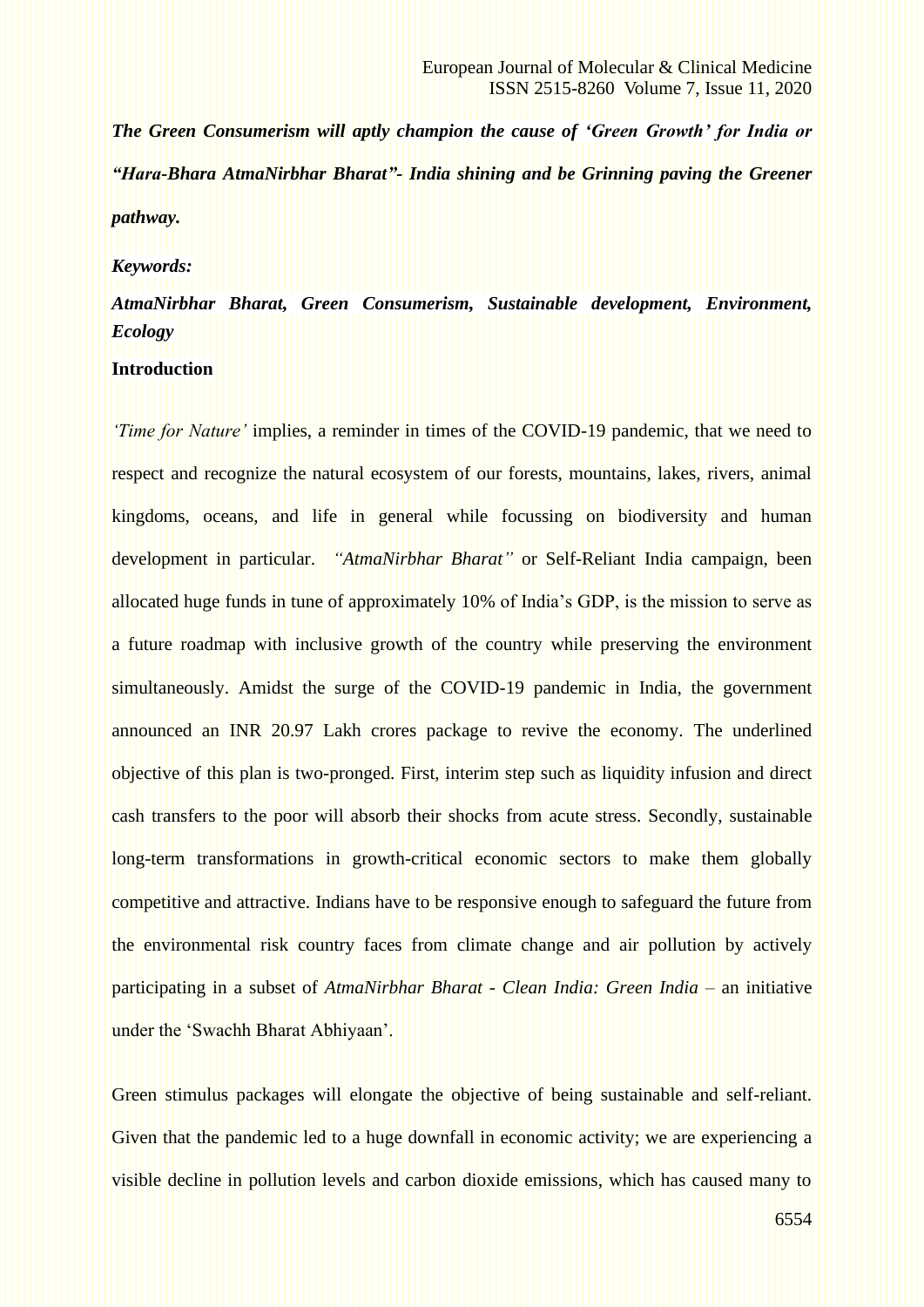***The Green Consumerism will aptly champion the cause of 'Green Growth' for India or "Hara-Bhara AtmaNirbhar Bharat"- India shining and be Grinning paving the Greener pathway.***

***Keywords:***

***AtmaNirbhar Bharat, Green Consumerism, Sustainable development, Environment, Ecology***

**Introduction**

*'Time for Nature'* implies, a reminder in times of the COVID-19 pandemic, that we need to respect and recognize the natural ecosystem of our forests, mountains, lakes, rivers, animal kingdoms, oceans, and life in general while focussing on biodiversity and human development in particular. *"AtmaNirbhar Bharat"* or Self-Reliant India campaign, been allocated huge funds in tune of approximately 10% of India's GDP, is the mission to serve as a future roadmap with inclusive growth of the country while preserving the environment simultaneously. Amidst the surge of the COVID-19 pandemic in India, the government announced an INR 20.97 Lakh crores package to revive the economy. The underlined objective of this plan is two-pronged. First, interim step such as liquidity infusion and direct cash transfers to the poor will absorb their shocks from acute stress. Secondly, sustainable long-term transformations in growth-critical economic sectors to make them globally competitive and attractive. Indians have to be responsive enough to safeguard the future from the environmental risk country faces from climate change and air pollution by actively participating in a subset of *AtmaNirbhar Bharat - Clean India: Green India* – an initiative under the 'Swachh Bharat Abhiyaan'.

Green stimulus packages will elongate the objective of being sustainable and self-reliant. Given that the pandemic led to a huge downfall in economic activity; we are experiencing a visible decline in pollution levels and carbon dioxide emissions, which has caused many to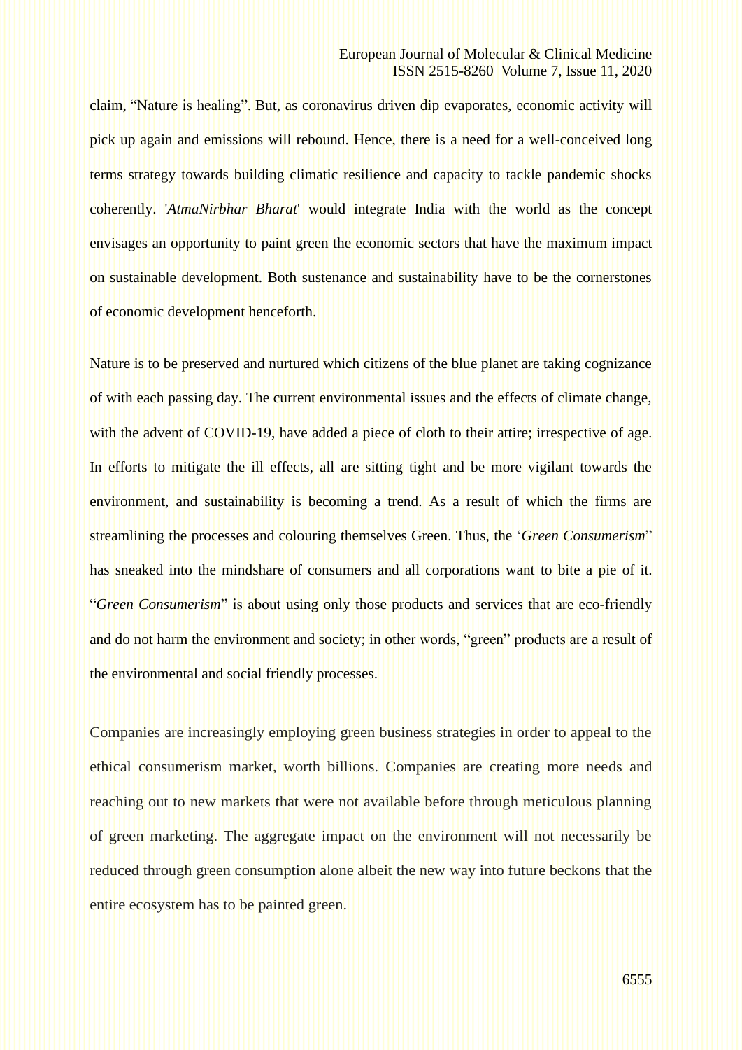claim, "Nature is healing". But, as coronavirus driven dip evaporates, economic activity will pick up again and emissions will rebound. Hence, there is a need for a well-conceived long terms strategy towards building climatic resilience and capacity to tackle pandemic shocks coherently. '*AtmaNirbhar Bharat*' would integrate India with the world as the concept envisages an opportunity to paint green the economic sectors that have the maximum impact on sustainable development. Both sustenance and sustainability have to be the cornerstones of economic development henceforth.

Nature is to be preserved and nurtured which citizens of the blue planet are taking cognizance of with each passing day. The current environmental issues and the effects of climate change, with the advent of COVID-19, have added a piece of cloth to their attire; irrespective of age. In efforts to mitigate the ill effects, all are sitting tight and be more vigilant towards the environment, and sustainability is becoming a trend. As a result of which the firms are streamlining the processes and colouring themselves Green. Thus, the '*Green Consumerism*" has sneaked into the mindshare of consumers and all corporations want to bite a pie of it. "*Green Consumerism*" is about using only those products and services that are eco-friendly and do not harm the environment and society; in other words, "green" products are a result of the environmental and social friendly processes.

Companies are increasingly employing green business strategies in order to appeal to the ethical consumerism market, worth billions. Companies are creating more needs and reaching out to new markets that were not available before through meticulous planning of green marketing. The aggregate impact on the environment will not necessarily be reduced through green consumption alone albeit the new way into future beckons that the entire ecosystem has to be painted green.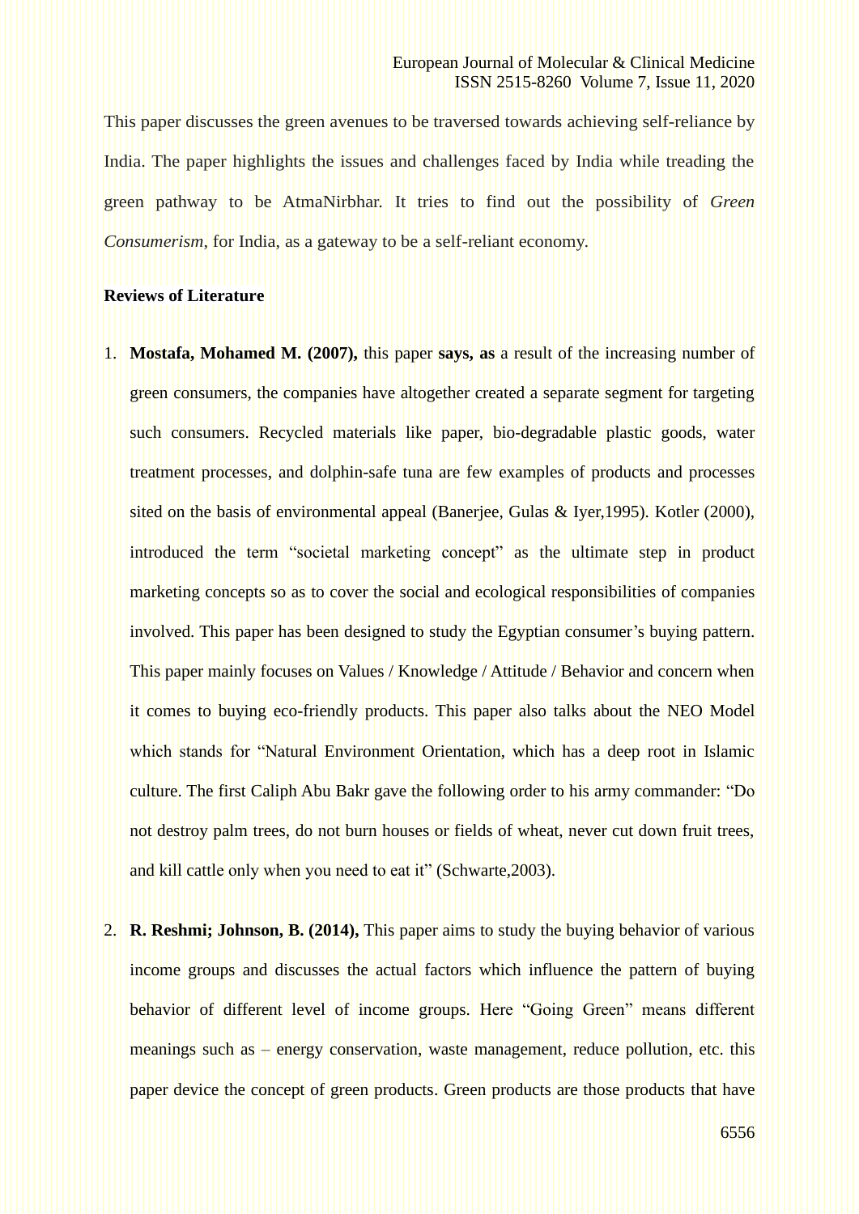This paper discusses the green avenues to be traversed towards achieving self-reliance by India. The paper highlights the issues and challenges faced by India while treading the green pathway to be AtmaNirbhar. It tries to find out the possibility of *Green Consumerism*, for India, as a gateway to be a self-reliant economy.

**Reviews of Literature**

1. **Mostafa, Mohamed M. (2007),** this paper **says, as** a result of the increasing number of green consumers, the companies have altogether created a separate segment for targeting such consumers. Recycled materials like paper, bio-degradable plastic goods, water treatment processes, and dolphin-safe tuna are few examples of products and processes sited on the basis of environmental appeal (Banerjee, Gulas & Iyer,1995). Kotler (2000), introduced the term "societal marketing concept" as the ultimate step in product marketing concepts so as to cover the social and ecological responsibilities of companies involved. This paper has been designed to study the Egyptian consumer's buying pattern. This paper mainly focuses on Values / Knowledge / Attitude / Behavior and concern when it comes to buying eco-friendly products. This paper also talks about the NEO Model which stands for "Natural Environment Orientation, which has a deep root in Islamic culture. The first Caliph Abu Bakr gave the following order to his army commander: "Do not destroy palm trees, do not burn houses or fields of wheat, never cut down fruit trees, and kill cattle only when you need to eat it" (Schwarte,2003).

2. **R. Reshmi; Johnson, B. (2014),** This paper aims to study the buying behavior of various income groups and discusses the actual factors which influence the pattern of buying behavior of different level of income groups. Here "Going Green" means different meanings such as – energy conservation, waste management, reduce pollution, etc. this paper device the concept of green products. Green products are those products that have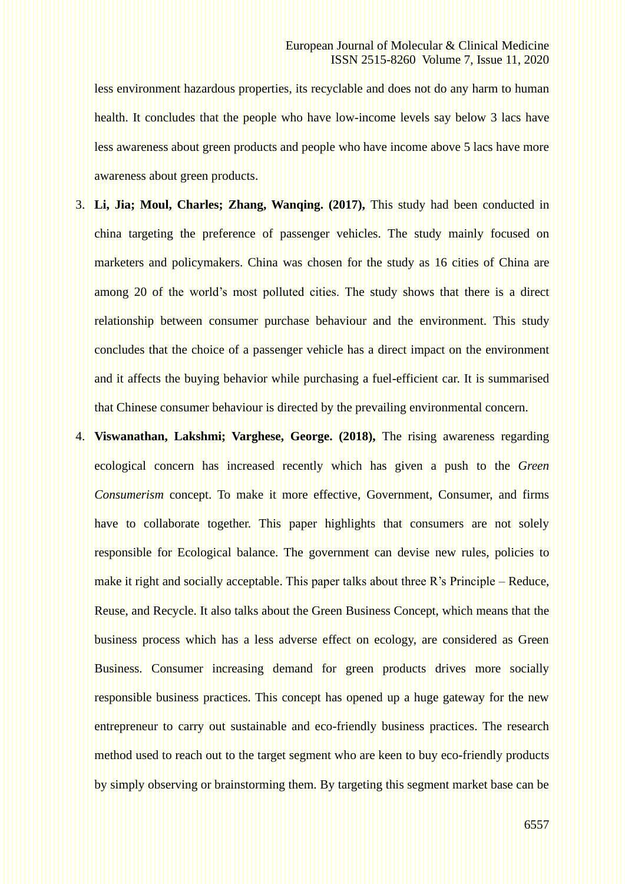less environment hazardous properties, its recyclable and does not do any harm to human health. It concludes that the people who have low-income levels say below 3 lacs have less awareness about green products and people who have income above 5 lacs have more awareness about green products.

3. **Li, Jia; Moul, Charles; Zhang, Wanqing. (2017),** This study had been conducted in china targeting the preference of passenger vehicles. The study mainly focused on marketers and policymakers. China was chosen for the study as 16 cities of China are among 20 of the world's most polluted cities. The study shows that there is a direct relationship between consumer purchase behaviour and the environment. This study concludes that the choice of a passenger vehicle has a direct impact on the environment and it affects the buying behavior while purchasing a fuel-efficient car. It is summarised that Chinese consumer behaviour is directed by the prevailing environmental concern.

4. **Viswanathan, Lakshmi; Varghese, George. (2018),** The rising awareness regarding ecological concern has increased recently which has given a push to the *Green Consumerism* concept. To make it more effective, Government, Consumer, and firms have to collaborate together. This paper highlights that consumers are not solely responsible for Ecological balance. The government can devise new rules, policies to make it right and socially acceptable. This paper talks about three R's Principle – Reduce, Reuse, and Recycle. It also talks about the Green Business Concept, which means that the business process which has a less adverse effect on ecology, are considered as Green Business. Consumer increasing demand for green products drives more socially responsible business practices. This concept has opened up a huge gateway for the new entrepreneur to carry out sustainable and eco-friendly business practices. The research method used to reach out to the target segment who are keen to buy eco-friendly products by simply observing or brainstorming them. By targeting this segment market base can be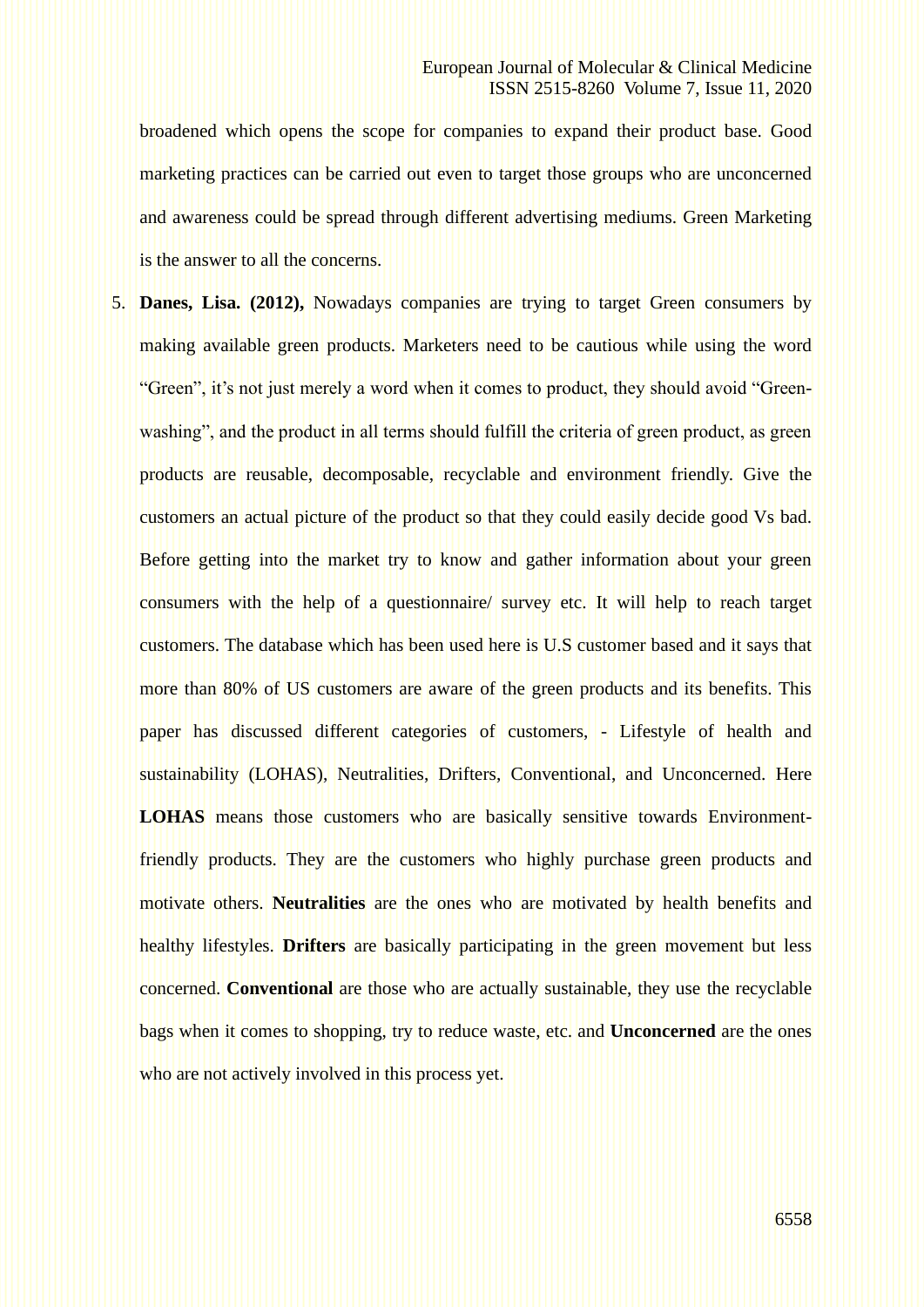broadened which opens the scope for companies to expand their product base. Good marketing practices can be carried out even to target those groups who are unconcerned and awareness could be spread through different advertising mediums. Green Marketing is the answer to all the concerns.

5. **Danes, Lisa. (2012),** Nowadays companies are trying to target Green consumers by making available green products. Marketers need to be cautious while using the word "Green", it's not just merely a word when it comes to product, they should avoid "Green-washing", and the product in all terms should fulfill the criteria of green product, as green products are reusable, decomposable, recyclable and environment friendly. Give the customers an actual picture of the product so that they could easily decide good Vs bad. Before getting into the market try to know and gather information about your green consumers with the help of a questionnaire/ survey etc. It will help to reach target customers. The database which has been used here is U.S customer based and it says that more than 80% of US customers are aware of the green products and its benefits. This paper has discussed different categories of customers, - Lifestyle of health and sustainability (LOHAS), Neutralities, Drifters, Conventional, and Unconcerned. Here **LOHAS** means those customers who are basically sensitive towards Environment-friendly products. They are the customers who highly purchase green products and motivate others. **Neutralities** are the ones who are motivated by health benefits and healthy lifestyles. **Drifters** are basically participating in the green movement but less concerned. **Conventional** are those who are actually sustainable, they use the recyclable bags when it comes to shopping, try to reduce waste, etc. and **Unconcerned** are the ones who are not actively involved in this process yet.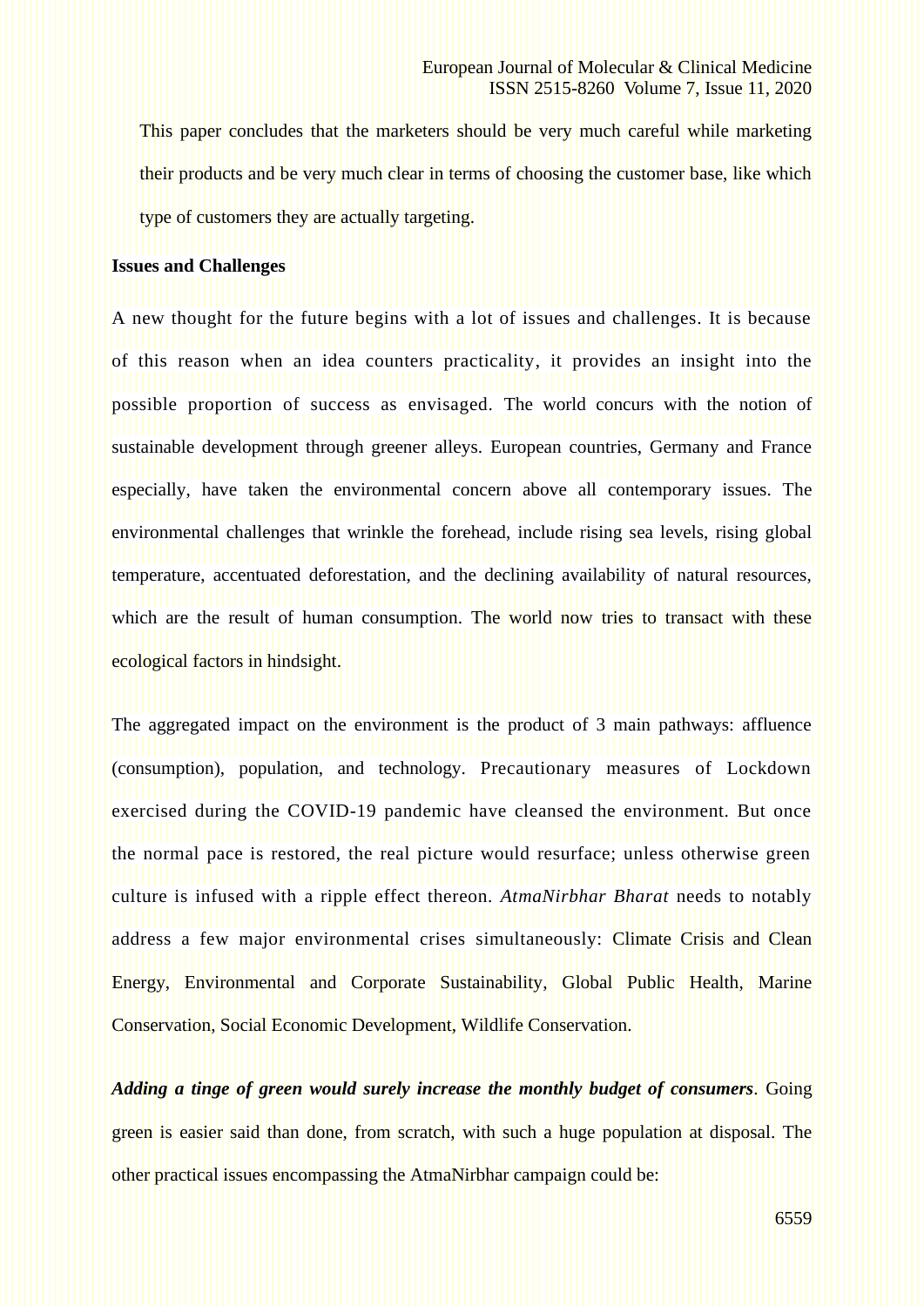This paper concludes that the marketers should be very much careful while marketing their products and be very much clear in terms of choosing the customer base, like which type of customers they are actually targeting.

**Issues and Challenges**

A new thought for the future begins with a lot of issues and challenges. It is because of this reason when an idea counters practicality, it provides an insight into the possible proportion of success as envisaged. The world concurs with the notion of sustainable development through greener alleys. European countries, Germany and France especially, have taken the environmental concern above all contemporary issues. The environmental challenges that wrinkle the forehead, include rising sea levels, rising global temperature, accentuated deforestation, and the declining availability of natural resources, which are the result of human consumption. The world now tries to transact with these ecological factors in hindsight.

The aggregated impact on the environment is the product of 3 main pathways: affluence (consumption), population, and technology. Precautionary measures of Lockdown exercised during the COVID-19 pandemic have cleansed the environment. But once the normal pace is restored, the real picture would resurface; unless otherwise green culture is infused with a ripple effect thereon. *AtmaNirbhar Bharat* needs to notably address a few major environmental crises simultaneously: Climate Crisis and Clean Energy, Environmental and Corporate Sustainability, Global Public Health, Marine Conservation, Social Economic Development, Wildlife Conservation.

***Adding a tinge of green would surely increase the monthly budget of consumers***. Going green is easier said than done, from scratch, with such a huge population at disposal. The other practical issues encompassing the AtmaNirbhar campaign could be: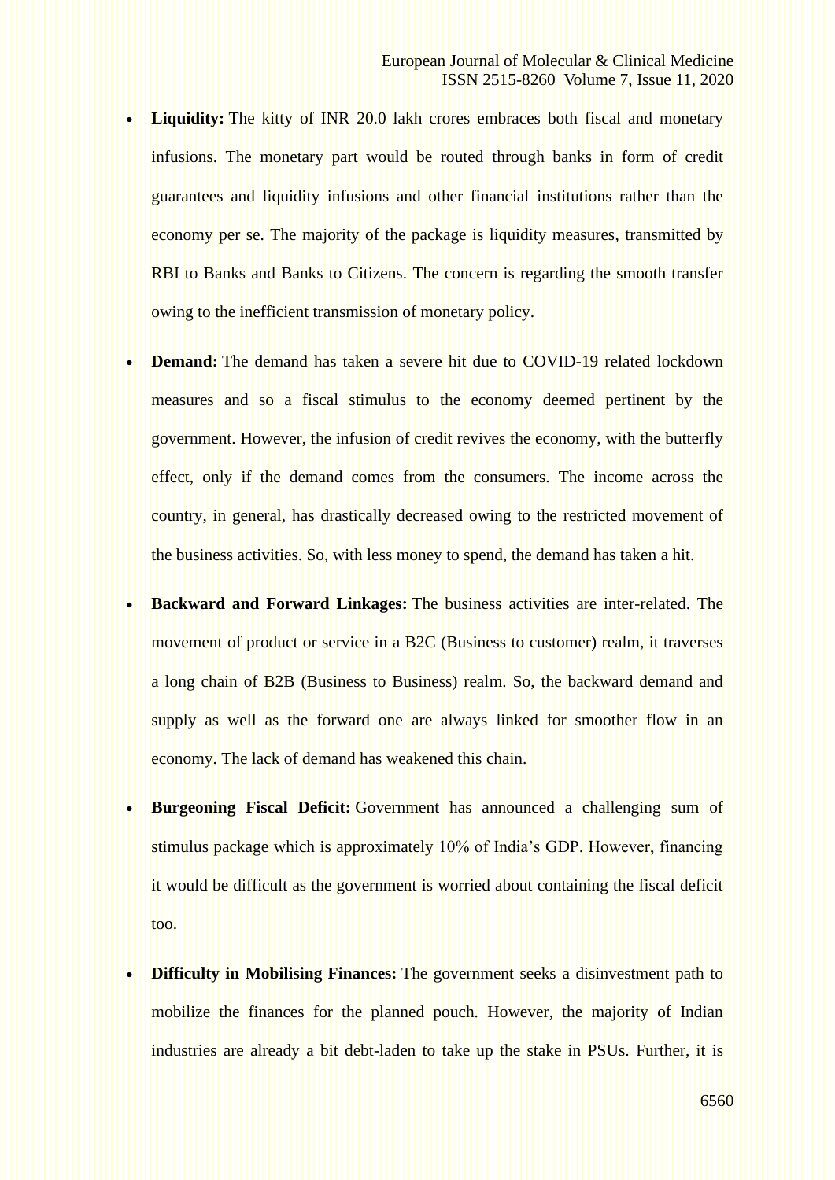- **Liquidity:** The kitty of INR 20.0 lakh crores embraces both fiscal and monetary infusions. The monetary part would be routed through banks in form of credit guarantees and liquidity infusions and other financial institutions rather than the economy per se. The majority of the package is liquidity measures, transmitted by RBI to Banks and Banks to Citizens. The concern is regarding the smooth transfer owing to the inefficient transmission of monetary policy.
- **Demand:** The demand has taken a severe hit due to COVID-19 related lockdown measures and so a fiscal stimulus to the economy deemed pertinent by the government. However, the infusion of credit revives the economy, with the butterfly effect, only if the demand comes from the consumers. The income across the country, in general, has drastically decreased owing to the restricted movement of the business activities. So, with less money to spend, the demand has taken a hit.
- **Backward and Forward Linkages:** The business activities are inter-related. The movement of product or service in a B2C (Business to customer) realm, it traverses a long chain of B2B (Business to Business) realm. So, the backward demand and supply as well as the forward one are always linked for smoother flow in an economy. The lack of demand has weakened this chain.
- **Burgeoning Fiscal Deficit:** Government has announced a challenging sum of stimulus package which is approximately 10% of India's GDP. However, financing it would be difficult as the government is worried about containing the fiscal deficit too.
- **Difficulty in Mobilising Finances:** The government seeks a disinvestment path to mobilize the finances for the planned pouch. However, the majority of Indian industries are already a bit debt-laden to take up the stake in PSUs. Further, it is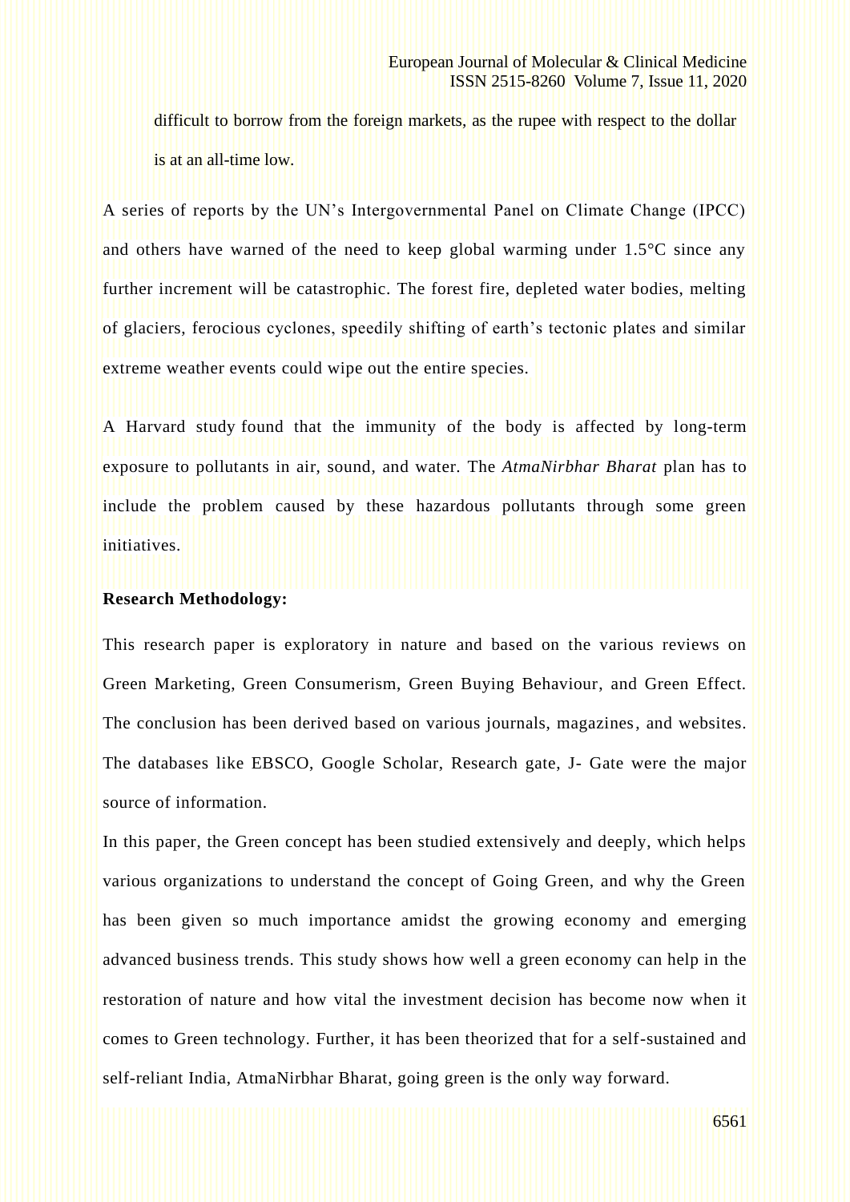difficult to borrow from the foreign markets, as the rupee with respect to the dollar is at an all-time low.

A series of reports by the UN's Intergovernmental Panel on Climate Change (IPCC) and others have warned of the need to keep global warming under 1.5°C since any further increment will be catastrophic. The forest fire, depleted water bodies, melting of glaciers, ferocious cyclones, speedily shifting of earth's tectonic plates and similar extreme weather events could wipe out the entire species.

A Harvard study found that the immunity of the body is affected by long-term exposure to pollutants in air, sound, and water. The *AtmaNirbhar Bharat* plan has to include the problem caused by these hazardous pollutants through some green initiatives.

**Research Methodology:**

This research paper is exploratory in nature and based on the various reviews on Green Marketing, Green Consumerism, Green Buying Behaviour, and Green Effect. The conclusion has been derived based on various journals, magazines, and websites. The databases like EBSCO, Google Scholar, Research gate, J- Gate were the major source of information.

In this paper, the Green concept has been studied extensively and deeply, which helps various organizations to understand the concept of Going Green, and why the Green has been given so much importance amidst the growing economy and emerging advanced business trends. This study shows how well a green economy can help in the restoration of nature and how vital the investment decision has become now when it comes to Green technology. Further, it has been theorized that for a self-sustained and self-reliant India, AtmaNirbhar Bharat, going green is the only way forward.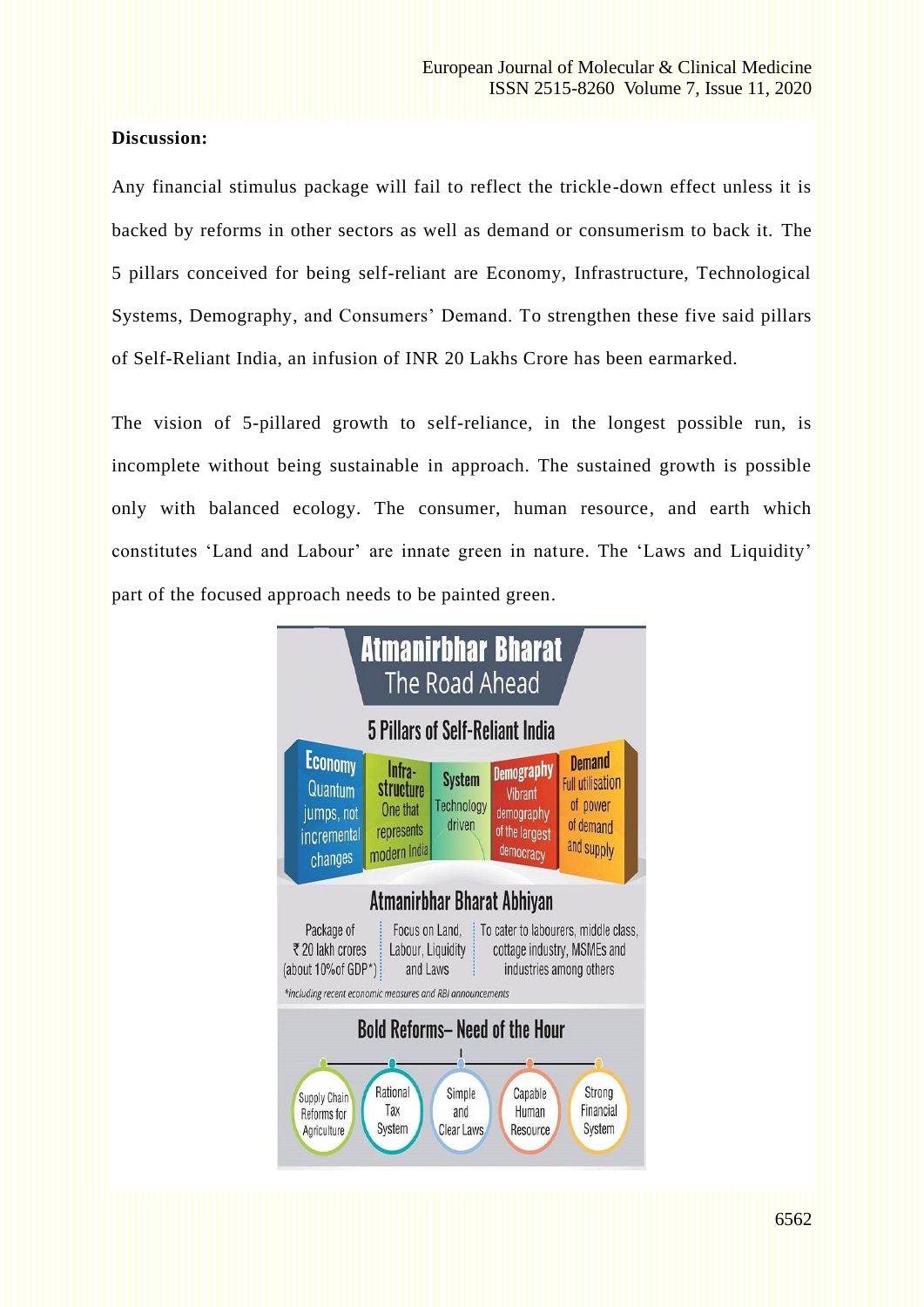**Discussion:**

Any financial stimulus package will fail to reflect the trickle-down effect unless it is backed by reforms in other sectors as well as demand or consumerism to back it. The 5 pillars conceived for being self-reliant are Economy, Infrastructure, Technological Systems, Demography, and Consumers' Demand. To strengthen these five said pillars of Self-Reliant India, an infusion of INR 20 Lakhs Crore has been earmarked.

The vision of 5-pillared growth to self-reliance, in the longest possible run, is incomplete without being sustainable in approach. The sustained growth is possible only with balanced ecology. The consumer, human resource, and earth which constitutes 'Land and Labour' are innate green in nature. The 'Laws and Liquidity' part of the focused approach needs to be painted green.

**Atmanirbhar Bharat**
**The Road Ahead**

**5 Pillars of Self-Reliant India**

- **Economy** – Quantum jumps, not incremental changes
- **Infra-structure** – One that represents modern India
- **System** – Technology driven
- **Demography** – Vibrant demography of the largest democracy
- **Demand** – Full utilisation of power of demand and supply

**Atmanirbhar Bharat Abhiyan**

- Package of ₹ 20 lakh crores (about 10% of GDP*)
- Focus on Land, Labour, Liquidity and Laws
- To cater to labourers, middle class, cottage industry, MSMEs and industries among others

*including recent economic measures and RBI announcements

**Bold Reforms– Need of the Hour**

- Supply Chain Reforms for Agriculture
- Rational Tax System
- Simple and Clear Laws
- Capable Human Resource
- Strong Financial System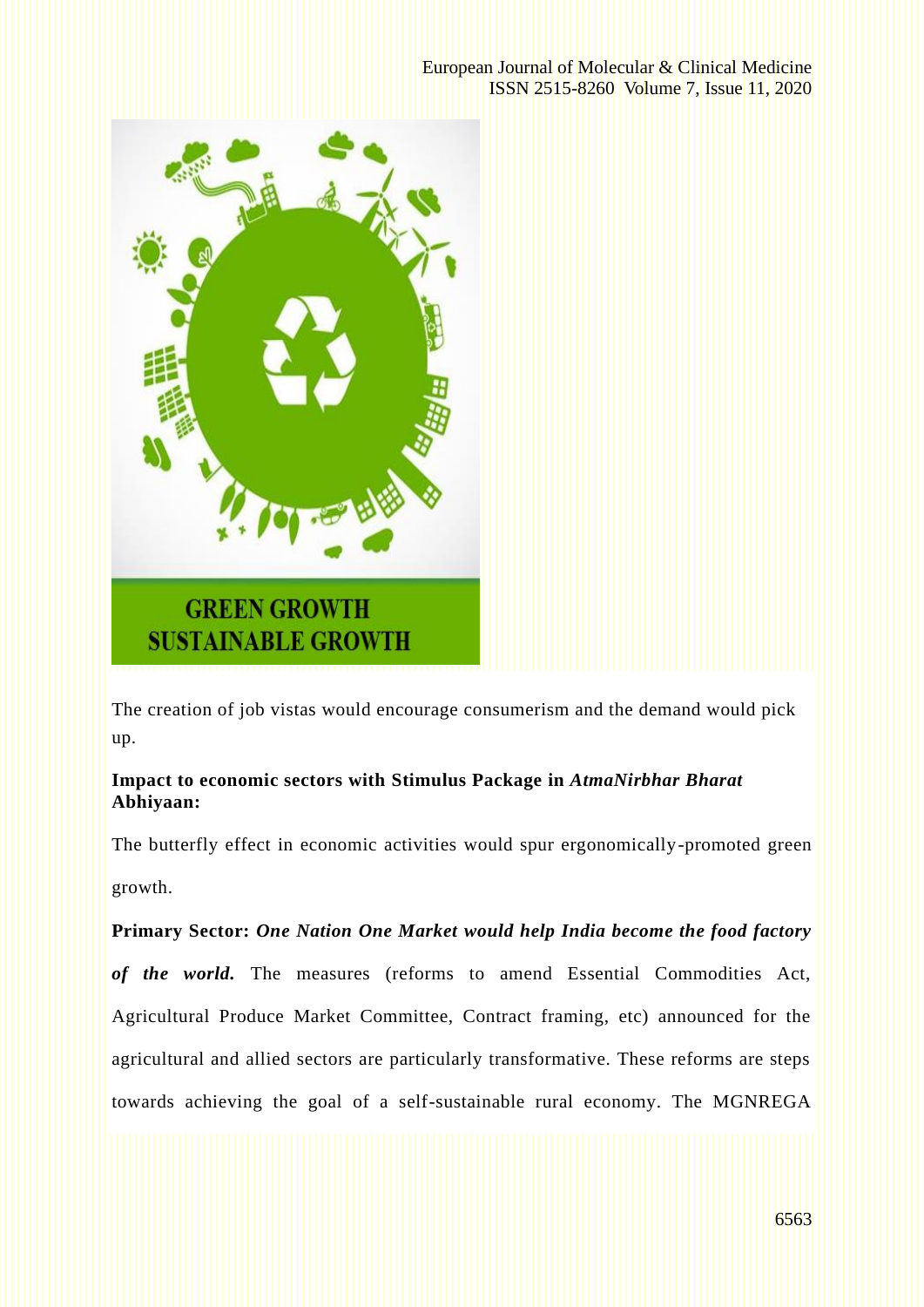The creation of job vistas would encourage consumerism and the demand would pick up.

**Impact to economic sectors with Stimulus Package in *AtmaNirbhar Bharat* Abhiyaan:**

The butterfly effect in economic activities would spur ergonomically-promoted green growth.

**Primary Sector: *One Nation One Market would help India become the food factory of the world.*** The measures (reforms to amend Essential Commodities Act, Agricultural Produce Market Committee, Contract framing, etc) announced for the agricultural and allied sectors are particularly transformative. These reforms are steps towards achieving the goal of a self-sustainable rural economy. The MGNREGA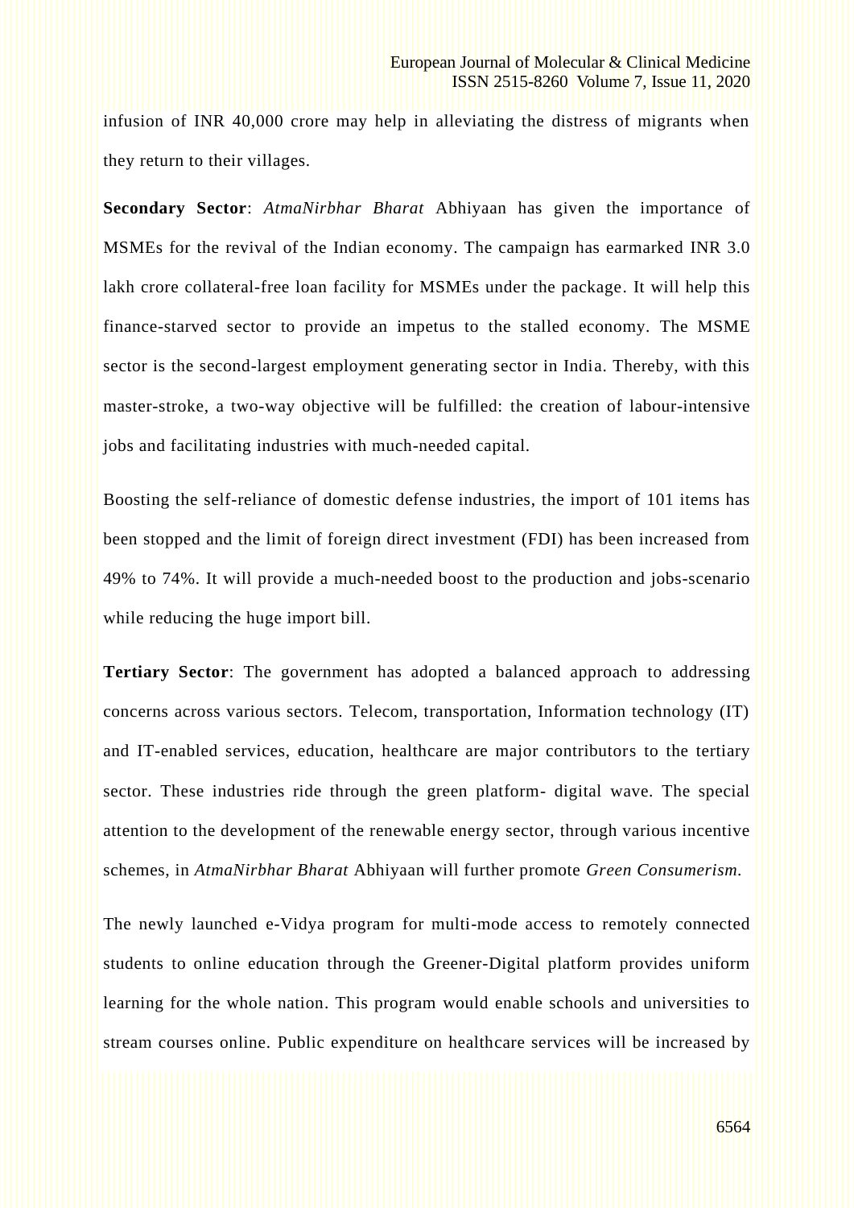infusion of INR 40,000 crore may help in alleviating the distress of migrants when they return to their villages.

**Secondary Sector**: *AtmaNirbhar Bharat* Abhiyaan has given the importance of MSMEs for the revival of the Indian economy. The campaign has earmarked INR 3.0 lakh crore collateral-free loan facility for MSMEs under the package. It will help this finance-starved sector to provide an impetus to the stalled economy. The MSME sector is the second-largest employment generating sector in India. Thereby, with this master-stroke, a two-way objective will be fulfilled: the creation of labour-intensive jobs and facilitating industries with much-needed capital.

Boosting the self-reliance of domestic defense industries, the import of 101 items has been stopped and the limit of foreign direct investment (FDI) has been increased from 49% to 74%. It will provide a much-needed boost to the production and jobs-scenario while reducing the huge import bill.

**Tertiary Sector**: The government has adopted a balanced approach to addressing concerns across various sectors. Telecom, transportation, Information technology (IT) and IT-enabled services, education, healthcare are major contributors to the tertiary sector. These industries ride through the green platform- digital wave. The special attention to the development of the renewable energy sector, through various incentive schemes, in *AtmaNirbhar Bharat* Abhiyaan will further promote *Green Consumerism.*

The newly launched e-Vidya program for multi-mode access to remotely connected students to online education through the Greener-Digital platform provides uniform learning for the whole nation. This program would enable schools and universities to stream courses online. Public expenditure on healthcare services will be increased by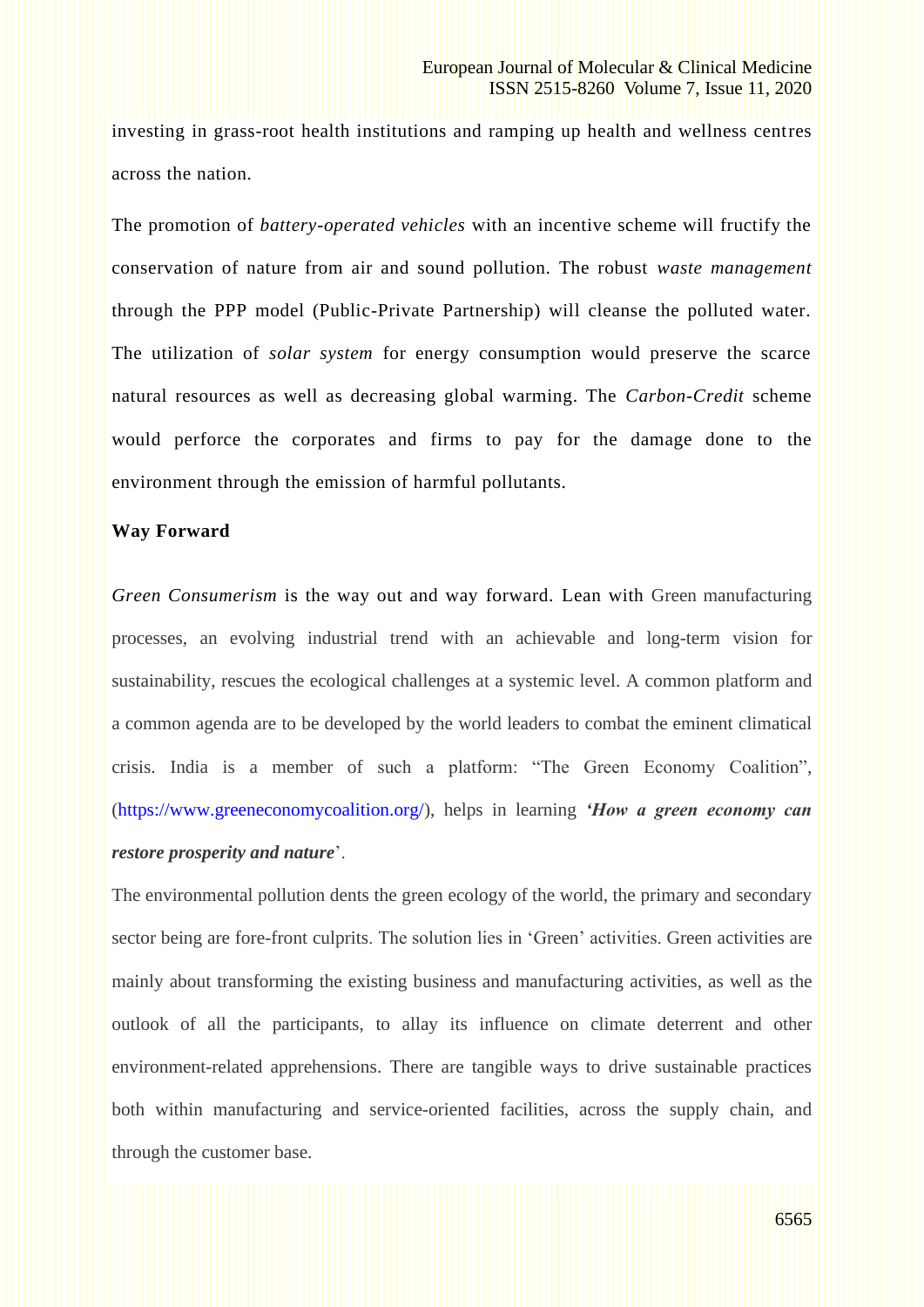investing in grass-root health institutions and ramping up health and wellness centres across the nation.

The promotion of *battery-operated vehicles* with an incentive scheme will fructify the conservation of nature from air and sound pollution. The robust *waste management* through the PPP model (Public-Private Partnership) will cleanse the polluted water. The utilization of *solar system* for energy consumption would preserve the scarce natural resources as well as decreasing global warming. The *Carbon-Credit* scheme would perforce the corporates and firms to pay for the damage done to the environment through the emission of harmful pollutants.

**Way Forward**

*Green Consumerism* is the way out and way forward. Lean with Green manufacturing processes, an evolving industrial trend with an achievable and long-term vision for sustainability, rescues the ecological challenges at a systemic level. A common platform and a common agenda are to be developed by the world leaders to combat the eminent climatical crisis. India is a member of such a platform: "The Green Economy Coalition", (https://www.greeneconomycoalition.org/), helps in learning ***'How a green economy can restore prosperity and nature***'.

The environmental pollution dents the green ecology of the world, the primary and secondary sector being are fore-front culprits. The solution lies in 'Green' activities. Green activities are mainly about transforming the existing business and manufacturing activities, as well as the outlook of all the participants, to allay its influence on climate deterrent and other environment-related apprehensions. There are tangible ways to drive sustainable practices both within manufacturing and service-oriented facilities, across the supply chain, and through the customer base.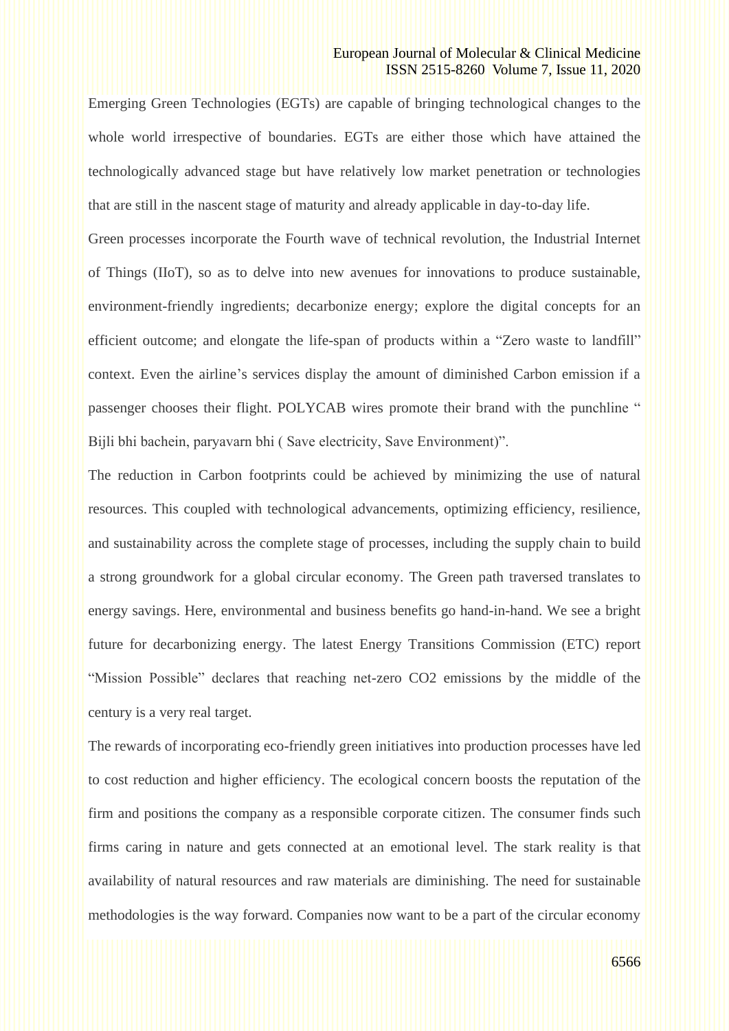Emerging Green Technologies (EGTs) are capable of bringing technological changes to the whole world irrespective of boundaries. EGTs are either those which have attained the technologically advanced stage but have relatively low market penetration or technologies that are still in the nascent stage of maturity and already applicable in day-to-day life.

Green processes incorporate the Fourth wave of technical revolution, the Industrial Internet of Things (IIoT), so as to delve into new avenues for innovations to produce sustainable, environment-friendly ingredients; decarbonize energy; explore the digital concepts for an efficient outcome; and elongate the life-span of products within a “Zero waste to landfill” context. Even the airline’s services display the amount of diminished Carbon emission if a passenger chooses their flight. POLYCAB wires promote their brand with the punchline “ Bijli bhi bachein, paryavarn bhi ( Save electricity, Save Environment)”.

The reduction in Carbon footprints could be achieved by minimizing the use of natural resources. This coupled with technological advancements, optimizing efficiency, resilience, and sustainability across the complete stage of processes, including the supply chain to build a strong groundwork for a global circular economy. The Green path traversed translates to energy savings. Here, environmental and business benefits go hand-in-hand. We see a bright future for decarbonizing energy. The latest Energy Transitions Commission (ETC) report “Mission Possible” declares that reaching net-zero $CO_2$ emissions by the middle of the century is a very real target.

The rewards of incorporating eco-friendly green initiatives into production processes have led to cost reduction and higher efficiency. The ecological concern boosts the reputation of the firm and positions the company as a responsible corporate citizen. The consumer finds such firms caring in nature and gets connected at an emotional level. The stark reality is that availability of natural resources and raw materials are diminishing. The need for sustainable methodologies is the way forward. Companies now want to be a part of the circular economy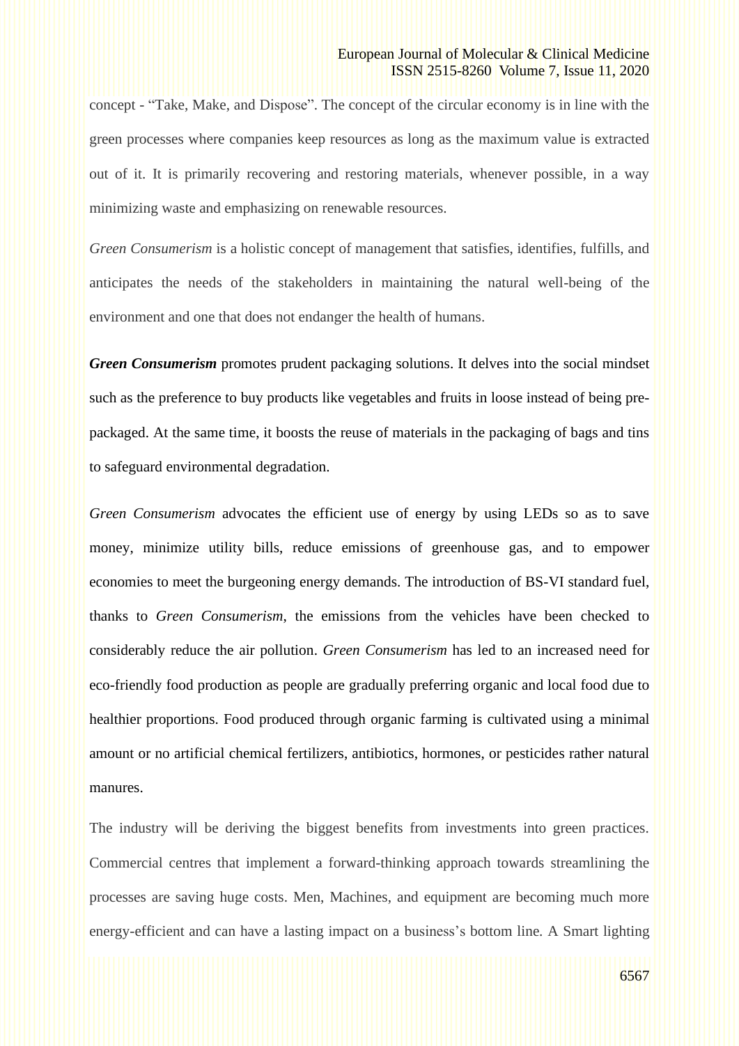concept - “Take, Make, and Dispose”. The concept of the circular economy is in line with the green processes where companies keep resources as long as the maximum value is extracted out of it. It is primarily recovering and restoring materials, whenever possible, in a way minimizing waste and emphasizing on renewable resources.

*Green Consumerism* is a holistic concept of management that satisfies, identifies, fulfills, and anticipates the needs of the stakeholders in maintaining the natural well-being of the environment and one that does not endanger the health of humans.

***Green Consumerism*** promotes prudent packaging solutions. It delves into the social mindset such as the preference to buy products like vegetables and fruits in loose instead of being pre-packaged. At the same time, it boosts the reuse of materials in the packaging of bags and tins to safeguard environmental degradation.

*Green Consumerism* advocates the efficient use of energy by using LEDs so as to save money, minimize utility bills, reduce emissions of greenhouse gas, and to empower economies to meet the burgeoning energy demands. The introduction of BS-VI standard fuel, thanks to *Green Consumerism*, the emissions from the vehicles have been checked to considerably reduce the air pollution. *Green Consumerism* has led to an increased need for eco-friendly food production as people are gradually preferring organic and local food due to healthier proportions. Food produced through organic farming is cultivated using a minimal amount or no artificial chemical fertilizers, antibiotics, hormones, or pesticides rather natural manures.

The industry will be deriving the biggest benefits from investments into green practices. Commercial centres that implement a forward-thinking approach towards streamlining the processes are saving huge costs. Men, Machines, and equipment are becoming much more energy-efficient and can have a lasting impact on a business’s bottom line. A Smart lighting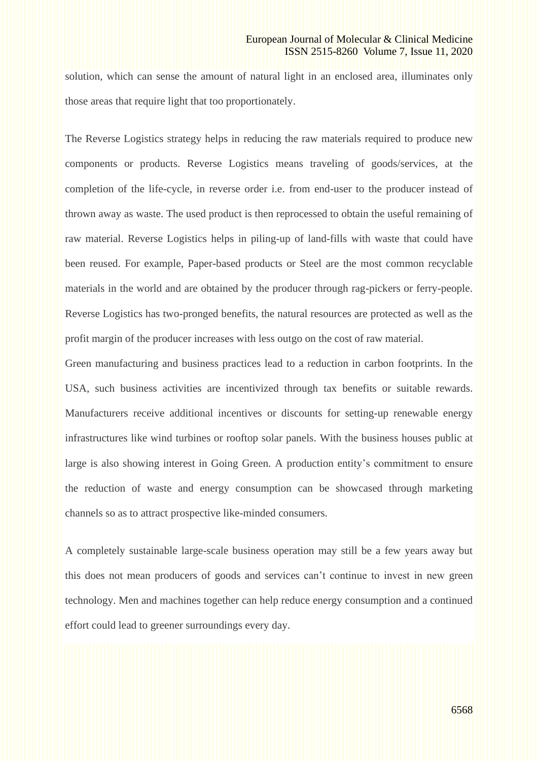solution, which can sense the amount of natural light in an enclosed area, illuminates only those areas that require light that too proportionately.

The Reverse Logistics strategy helps in reducing the raw materials required to produce new components or products. Reverse Logistics means traveling of goods/services, at the completion of the life-cycle, in reverse order i.e. from end-user to the producer instead of thrown away as waste. The used product is then reprocessed to obtain the useful remaining of raw material. Reverse Logistics helps in piling-up of land-fills with waste that could have been reused. For example, Paper-based products or Steel are the most common recyclable materials in the world and are obtained by the producer through rag-pickers or ferry-people. Reverse Logistics has two-pronged benefits, the natural resources are protected as well as the profit margin of the producer increases with less outgo on the cost of raw material.

Green manufacturing and business practices lead to a reduction in carbon footprints. In the USA, such business activities are incentivized through tax benefits or suitable rewards. Manufacturers receive additional incentives or discounts for setting-up renewable energy infrastructures like wind turbines or rooftop solar panels. With the business houses public at large is also showing interest in Going Green. A production entity's commitment to ensure the reduction of waste and energy consumption can be showcased through marketing channels so as to attract prospective like-minded consumers.

A completely sustainable large-scale business operation may still be a few years away but this does not mean producers of goods and services can't continue to invest in new green technology. Men and machines together can help reduce energy consumption and a continued effort could lead to greener surroundings every day.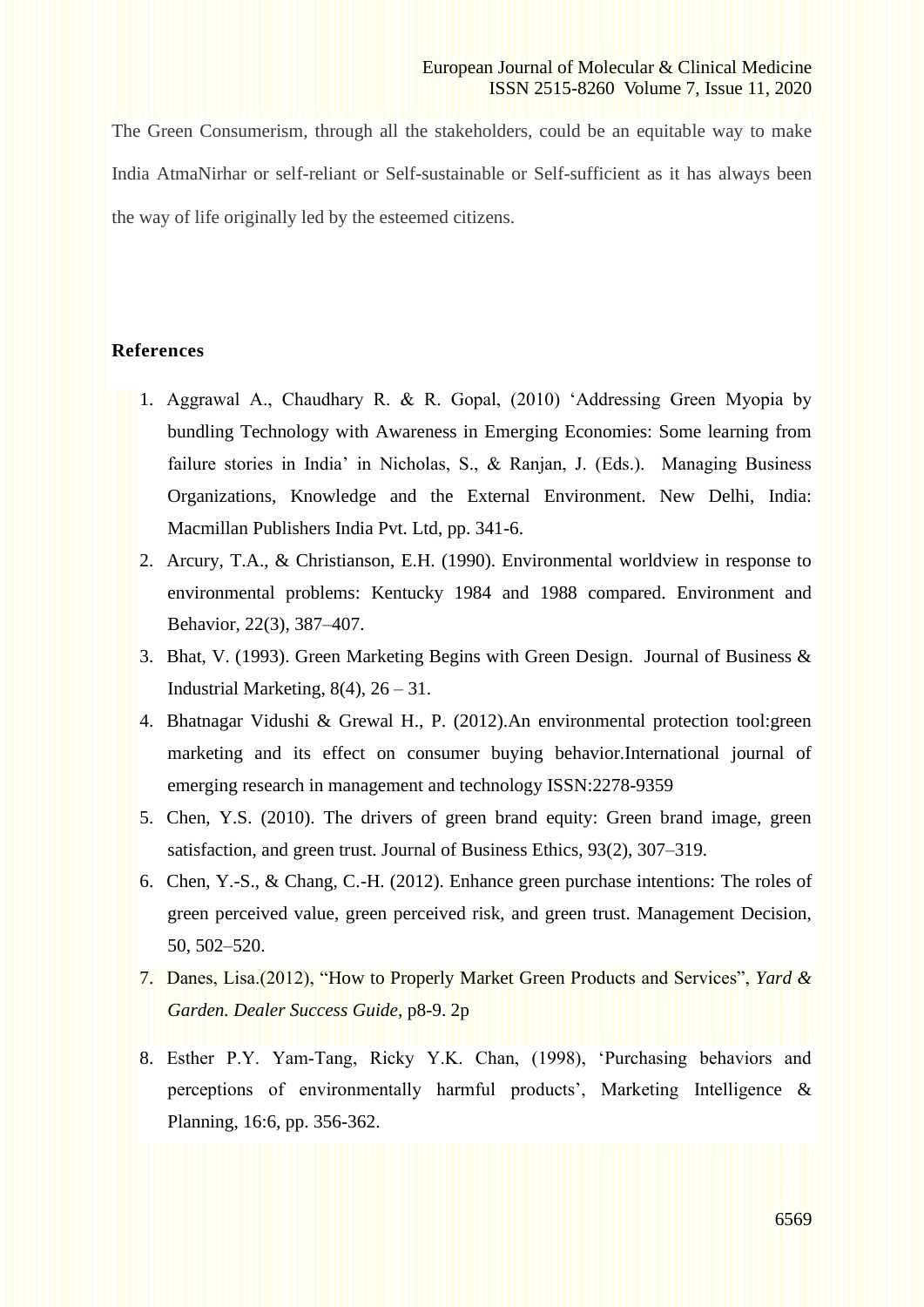The Green Consumerism, through all the stakeholders, could be an equitable way to make India AtmaNirhar or self-reliant or Self-sustainable or Self-sufficient as it has always been the way of life originally led by the esteemed citizens.

## References

1. Aggrawal A., Chaudhary R. & R. Gopal, (2010) 'Addressing Green Myopia by bundling Technology with Awareness in Emerging Economies: Some learning from failure stories in India' in Nicholas, S., & Ranjan, J. (Eds.). Managing Business Organizations, Knowledge and the External Environment. New Delhi, India: Macmillan Publishers India Pvt. Ltd, pp. 341-6.
2. Arcury, T.A., & Christianson, E.H. (1990). Environmental worldview in response to environmental problems: Kentucky 1984 and 1988 compared. Environment and Behavior, 22(3), 387–407.
3. Bhat, V. (1993). Green Marketing Begins with Green Design. Journal of Business & Industrial Marketing, 8(4), 26 – 31.
4. Bhatnagar Vidushi & Grewal H., P. (2012).An environmental protection tool:green marketing and its effect on consumer buying behavior.International journal of emerging research in management and technology ISSN:2278-9359
5. Chen, Y.S. (2010). The drivers of green brand equity: Green brand image, green satisfaction, and green trust. Journal of Business Ethics, 93(2), 307–319.
6. Chen, Y.-S., & Chang, C.-H. (2012). Enhance green purchase intentions: The roles of green perceived value, green perceived risk, and green trust. Management Decision, 50, 502–520.
7. Danes, Lisa.(2012), "How to Properly Market Green Products and Services", *Yard & Garden. Dealer Success Guide*, p8-9. 2p
8. Esther P.Y. Yam-Tang, Ricky Y.K. Chan, (1998), 'Purchasing behaviors and perceptions of environmentally harmful products', Marketing Intelligence & Planning, 16:6, pp. 356-362.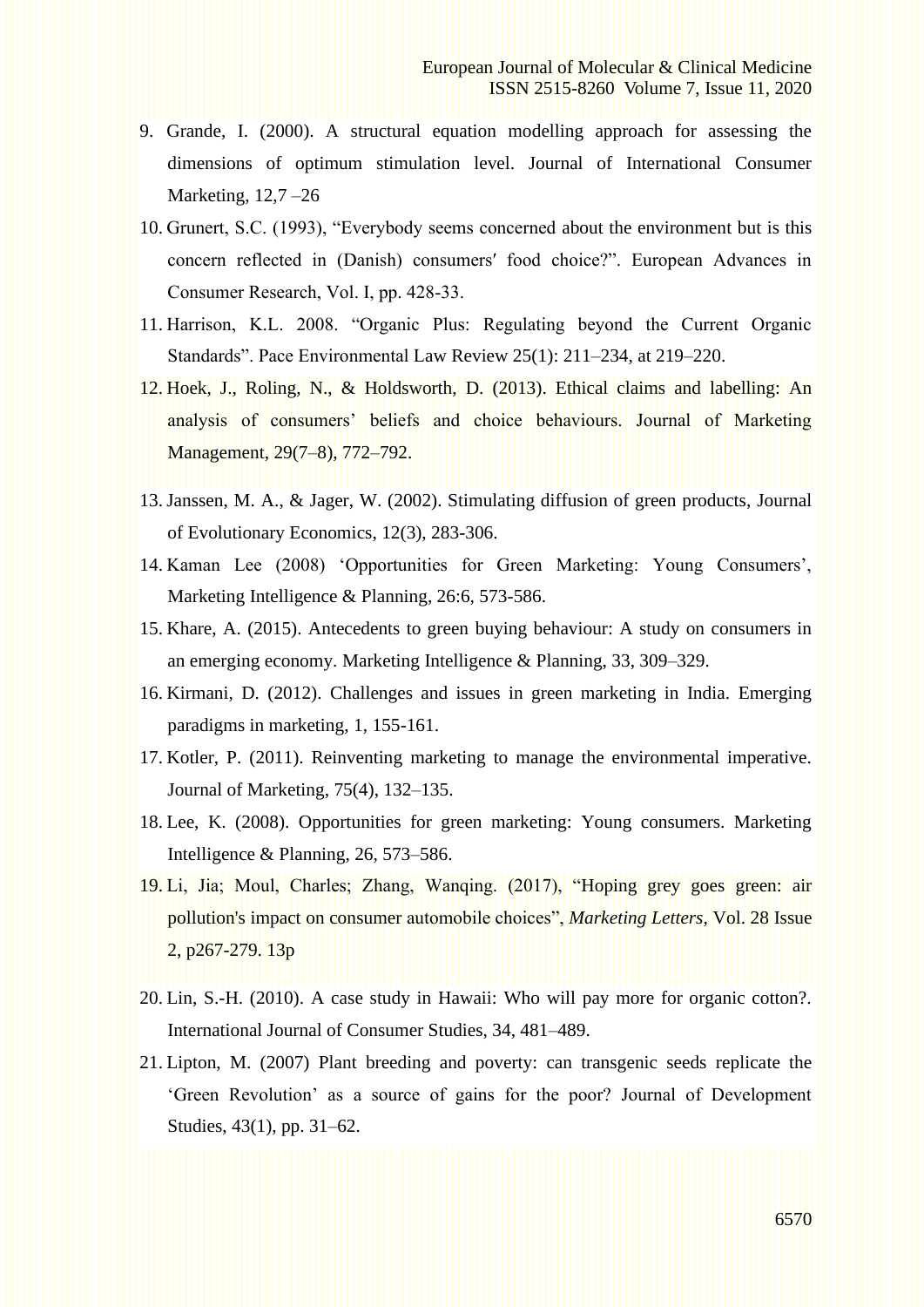9. Grande, I. (2000). A structural equation modelling approach for assessing the dimensions of optimum stimulation level. Journal of International Consumer Marketing, 12,7 –26
10. Grunert, S.C. (1993), “Everybody seems concerned about the environment but is this concern reflected in (Danish) consumers′ food choice?”. European Advances in Consumer Research, Vol. I, pp. 428-33.
11. Harrison, K.L. 2008. “Organic Plus: Regulating beyond the Current Organic Standards”. Pace Environmental Law Review 25(1): 211–234, at 219–220.
12. Hoek, J., Roling, N., & Holdsworth, D. (2013). Ethical claims and labelling: An analysis of consumers’ beliefs and choice behaviours. Journal of Marketing Management, 29(7–8), 772–792.
13. Janssen, M. A., & Jager, W. (2002). Stimulating diffusion of green products, Journal of Evolutionary Economics, 12(3), 283-306.
14. Kaman Lee (2008) ‘Opportunities for Green Marketing: Young Consumers’, Marketing Intelligence & Planning, 26:6, 573-586.
15. Khare, A. (2015). Antecedents to green buying behaviour: A study on consumers in an emerging economy. Marketing Intelligence & Planning, 33, 309–329.
16. Kirmani, D. (2012). Challenges and issues in green marketing in India. Emerging paradigms in marketing, 1, 155-161.
17. Kotler, P. (2011). Reinventing marketing to manage the environmental imperative. Journal of Marketing, 75(4), 132–135.
18. Lee, K. (2008). Opportunities for green marketing: Young consumers. Marketing Intelligence & Planning, 26, 573–586.
19. Li, Jia; Moul, Charles; Zhang, Wanqing. (2017), “Hoping grey goes green: air pollution's impact on consumer automobile choices”, *Marketing Letters*, Vol. 28 Issue 2, p267-279. 13p
20. Lin, S.-H. (2010). A case study in Hawaii: Who will pay more for organic cotton?. International Journal of Consumer Studies, 34, 481–489.
21. Lipton, M. (2007) Plant breeding and poverty: can transgenic seeds replicate the ‘Green Revolution’ as a source of gains for the poor? Journal of Development Studies, 43(1), pp. 31–62.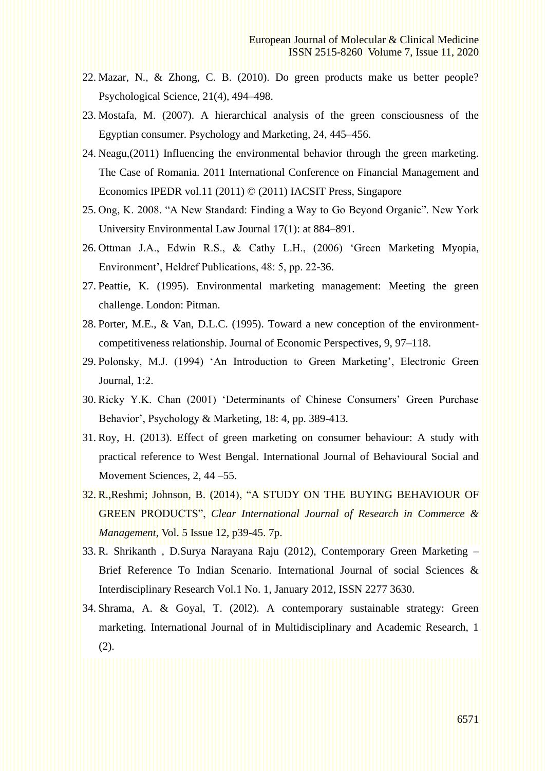22. Mazar, N., & Zhong, C. B. (2010). Do green products make us better people? Psychological Science, 21(4), 494–498.
23. Mostafa, M. (2007). A hierarchical analysis of the green consciousness of the Egyptian consumer. Psychology and Marketing, 24, 445–456.
24. Neagu,(2011) Influencing the environmental behavior through the green marketing. The Case of Romania. 2011 International Conference on Financial Management and Economics IPEDR vol.11 (2011) © (2011) IACSIT Press, Singapore
25. Ong, K. 2008. "A New Standard: Finding a Way to Go Beyond Organic". New York University Environmental Law Journal 17(1): at 884–891.
26. Ottman J.A., Edwin R.S., & Cathy L.H., (2006) 'Green Marketing Myopia, Environment', Heldref Publications, 48: 5, pp. 22-36.
27. Peattie, K. (1995). Environmental marketing management: Meeting the green challenge. London: Pitman.
28. Porter, M.E., & Van, D.L.C. (1995). Toward a new conception of the environment-competitiveness relationship. Journal of Economic Perspectives, 9, 97–118.
29. Polonsky, M.J. (1994) 'An Introduction to Green Marketing', Electronic Green Journal, 1:2.
30. Ricky Y.K. Chan (2001) 'Determinants of Chinese Consumers' Green Purchase Behavior', Psychology & Marketing, 18: 4, pp. 389-413.
31. Roy, H. (2013). Effect of green marketing on consumer behaviour: A study with practical reference to West Bengal. International Journal of Behavioural Social and Movement Sciences, 2, 44 –55.
32. R.,Reshmi; Johnson, B. (2014), "A STUDY ON THE BUYING BEHAVIOUR OF GREEN PRODUCTS", *Clear International Journal of Research in Commerce & Management*, Vol. 5 Issue 12, p39-45. 7p.
33. R. Shrikanth , D.Surya Narayana Raju (2012), Contemporary Green Marketing – Brief Reference To Indian Scenario. International Journal of social Sciences & Interdisciplinary Research Vol.1 No. 1, January 2012, ISSN 2277 3630.
34. Shrama, A. & Goyal, T. (20l2). A contemporary sustainable strategy: Green marketing. International Journal of in Multidisciplinary and Academic Research, 1 (2).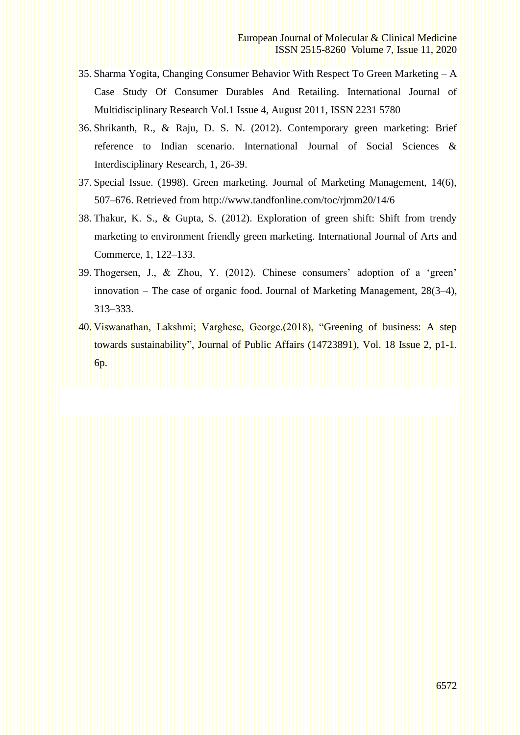35. Sharma Yogita, Changing Consumer Behavior With Respect To Green Marketing – A Case Study Of Consumer Durables And Retailing. International Journal of Multidisciplinary Research Vol.1 Issue 4, August 2011, ISSN 2231 5780
36. Shrikanth, R., & Raju, D. S. N. (2012). Contemporary green marketing: Brief reference to Indian scenario. International Journal of Social Sciences & Interdisciplinary Research, 1, 26-39.
37. Special Issue. (1998). Green marketing. Journal of Marketing Management, 14(6), 507–676. Retrieved from http://www.tandfonline.com/toc/rjmm20/14/6
38. Thakur, K. S., & Gupta, S. (2012). Exploration of green shift: Shift from trendy marketing to environment friendly green marketing. International Journal of Arts and Commerce, 1, 122–133.
39. Thogersen, J., & Zhou, Y. (2012). Chinese consumers' adoption of a 'green' innovation – The case of organic food. Journal of Marketing Management, 28(3–4), 313–333.
40. Viswanathan, Lakshmi; Varghese, George.(2018), "Greening of business: A step towards sustainability", Journal of Public Affairs (14723891), Vol. 18 Issue 2, p1-1. 6p.